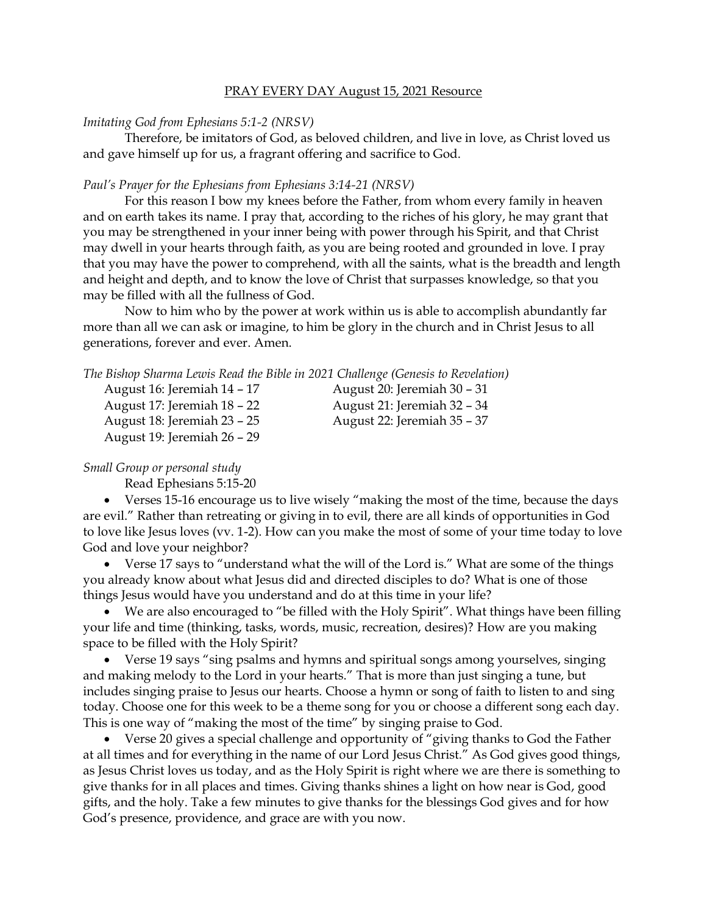# PRAY EVERY DAY August 15, 2021 Resource

*Imitating God from Ephesians 5:1-2 (NRSV)*

Therefore, be imitators of God, as beloved children, and live in love, as Christ loved us and gave himself up for us, a fragrant offering and sacrifice to God.

*Paul's Prayer for the Ephesians from Ephesians 3:14-21 (NRSV)*

For this reason I bow my knees before the Father, from whom every family in heaven and on earth takes its name. I pray that, according to the riches of his glory, he may grant that you may be strengthened in your inner being with power through his Spirit, and that Christ may dwell in your hearts through faith, as you are being rooted and grounded in love. I pray that you may have the power to comprehend, with all the saints, what is the breadth and length and height and depth, and to know the love of Christ that surpasses knowledge, so that you may be filled with all the fullness of God.

Now to him who by the power at work within us is able to accomplish abundantly far more than all we can ask or imagine, to him be glory in the church and in Christ Jesus to all generations, forever and ever. Amen.

*The Bishop Sharma Lewis Read the Bible in 2021 Challenge (Genesis to Revelation)*

August 16: Jeremiah 14 – 17
August 17: Jeremiah 18 – 22
August 18: Jeremiah 23 – 25
August 19: Jeremiah 26 – 29
August 20: Jeremiah 30 – 31
August 21: Jeremiah 32 – 34
August 22: Jeremiah 35 – 37

*Small Group or personal study*

Read Ephesians 5:15-20

- Verses 15-16 encourage us to live wisely "making the most of the time, because the days are evil." Rather than retreating or giving in to evil, there are all kinds of opportunities in God to love like Jesus loves (vv. 1-2). How can you make the most of some of your time today to love God and love your neighbor?
- Verse 17 says to "understand what the will of the Lord is." What are some of the things you already know about what Jesus did and directed disciples to do? What is one of those things Jesus would have you understand and do at this time in your life?
- We are also encouraged to "be filled with the Holy Spirit". What things have been filling your life and time (thinking, tasks, words, music, recreation, desires)? How are you making space to be filled with the Holy Spirit?
- Verse 19 says "sing psalms and hymns and spiritual songs among yourselves, singing and making melody to the Lord in your hearts." That is more than just singing a tune, but includes singing praise to Jesus our hearts. Choose a hymn or song of faith to listen to and sing today. Choose one for this week to be a theme song for you or choose a different song each day. This is one way of "making the most of the time" by singing praise to God.
- Verse 20 gives a special challenge and opportunity of "giving thanks to God the Father at all times and for everything in the name of our Lord Jesus Christ." As God gives good things, as Jesus Christ loves us today, and as the Holy Spirit is right where we are there is something to give thanks for in all places and times. Giving thanks shines a light on how near is God, good gifts, and the holy. Take a few minutes to give thanks for the blessings God gives and for how God's presence, providence, and grace are with you now.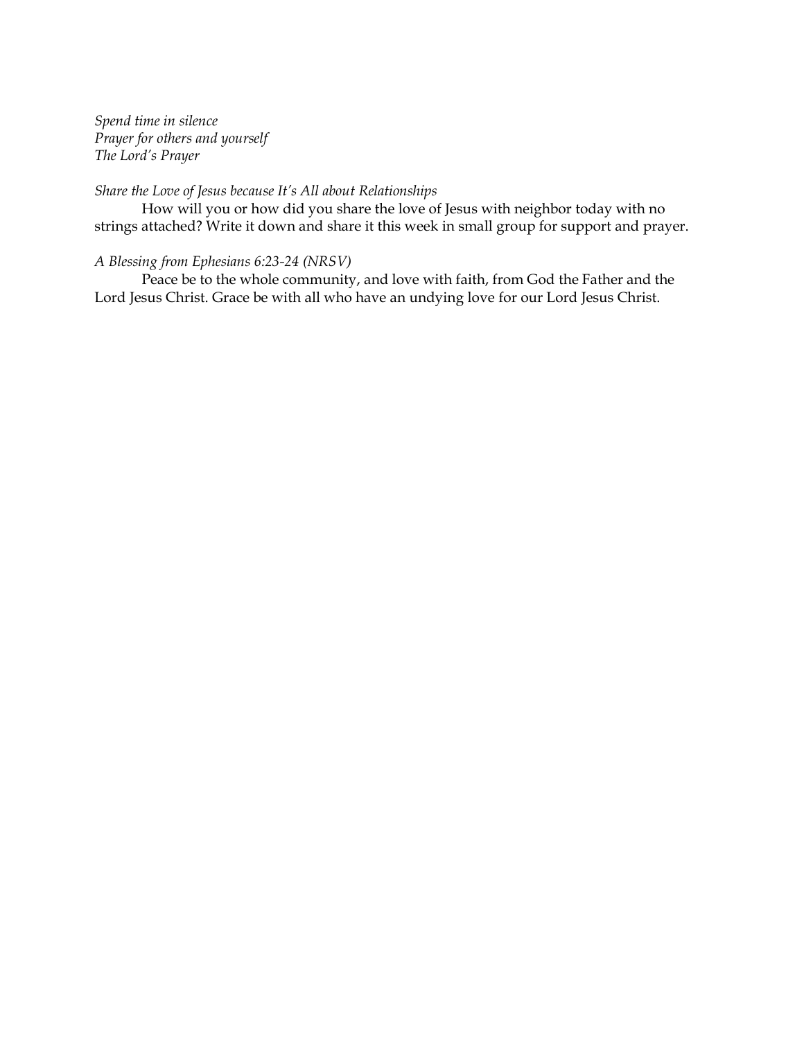*Spend time in silence*
*Prayer for others and yourself*
*The Lord's Prayer*

*Share the Love of Jesus because It's All about Relationships*

How will you or how did you share the love of Jesus with neighbor today with no strings attached? Write it down and share it this week in small group for support and prayer.

*A Blessing from Ephesians 6:23-24 (NRSV)*

Peace be to the whole community, and love with faith, from God the Father and the Lord Jesus Christ. Grace be with all who have an undying love for our Lord Jesus Christ.